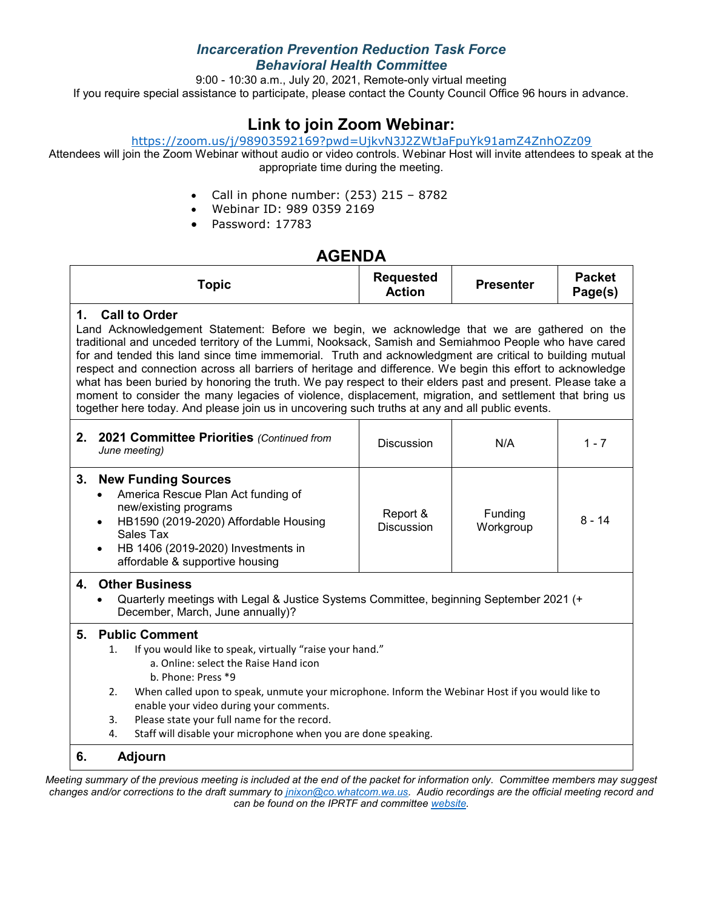# *Incarceration Prevention Reduction Task Force*
# *Behavioral Health Committee*

9:00 - 10:30 a.m., July 20, 2021, Remote-only virtual meeting
If you require special assistance to participate, please contact the County Council Office 96 hours in advance.

## Link to join Zoom Webinar:

https://zoom.us/j/98903592169?pwd=UjkvN3J2ZWtJaFpuYk91amZ4ZnhOZz09

Attendees will join the Zoom Webinar without audio or video controls. Webinar Host will invite attendees to speak at the appropriate time during the meeting.

- Call in phone number: (253) 215 – 8782
- Webinar ID: 989 0359 2169
- Password: 17783

## AGENDA

| Topic | Requested Action | Presenter | Packet Page(s) |
|---|---|---|---|
| **1. Call to Order**<br>Land Acknowledgement Statement: Before we begin, we acknowledge that we are gathered on the traditional and unceded territory of the Lummi, Nooksack, Samish and Semiahmoo People who have cared for and tended this land since time immemorial. Truth and acknowledgment are critical to building mutual respect and connection across all barriers of heritage and difference. We begin this effort to acknowledge what has been buried by honoring the truth. We pay respect to their elders past and present. Please take a moment to consider the many legacies of violence, displacement, migration, and settlement that bring us together here today. And please join us in uncovering such truths at any and all public events. | | | |
| **2. 2021 Committee Priorities** *(Continued from June meeting)* | Discussion | N/A | 1 - 7 |
| **3. New Funding Sources**<br>• America Rescue Plan Act funding of new/existing programs<br>• HB1590 (2019-2020) Affordable Housing Sales Tax<br>• HB 1406 (2019-2020) Investments in affordable & supportive housing | Report & Discussion | Funding Workgroup | 8 - 14 |
| **4. Other Business**<br>• Quarterly meetings with Legal & Justice Systems Committee, beginning September 2021 (+ December, March, June annually)? | | | |
| **5. Public Comment**<br>1. If you would like to speak, virtually "raise your hand."<br>a. Online: select the Raise Hand icon<br>b. Phone: Press *9<br>2. When called upon to speak, unmute your microphone. Inform the Webinar Host if you would like to enable your video during your comments.<br>3. Please state your full name for the record.<br>4. Staff will disable your microphone when you are done speaking. | | | |
| **6. Adjourn** | | | |

*Meeting summary of the previous meeting is included at the end of the packet for information only. Committee members may suggest changes and/or corrections to the draft summary to jnixon@co.whatcom.wa.us. Audio recordings are the official meeting record and can be found on the IPRTF and committee website.*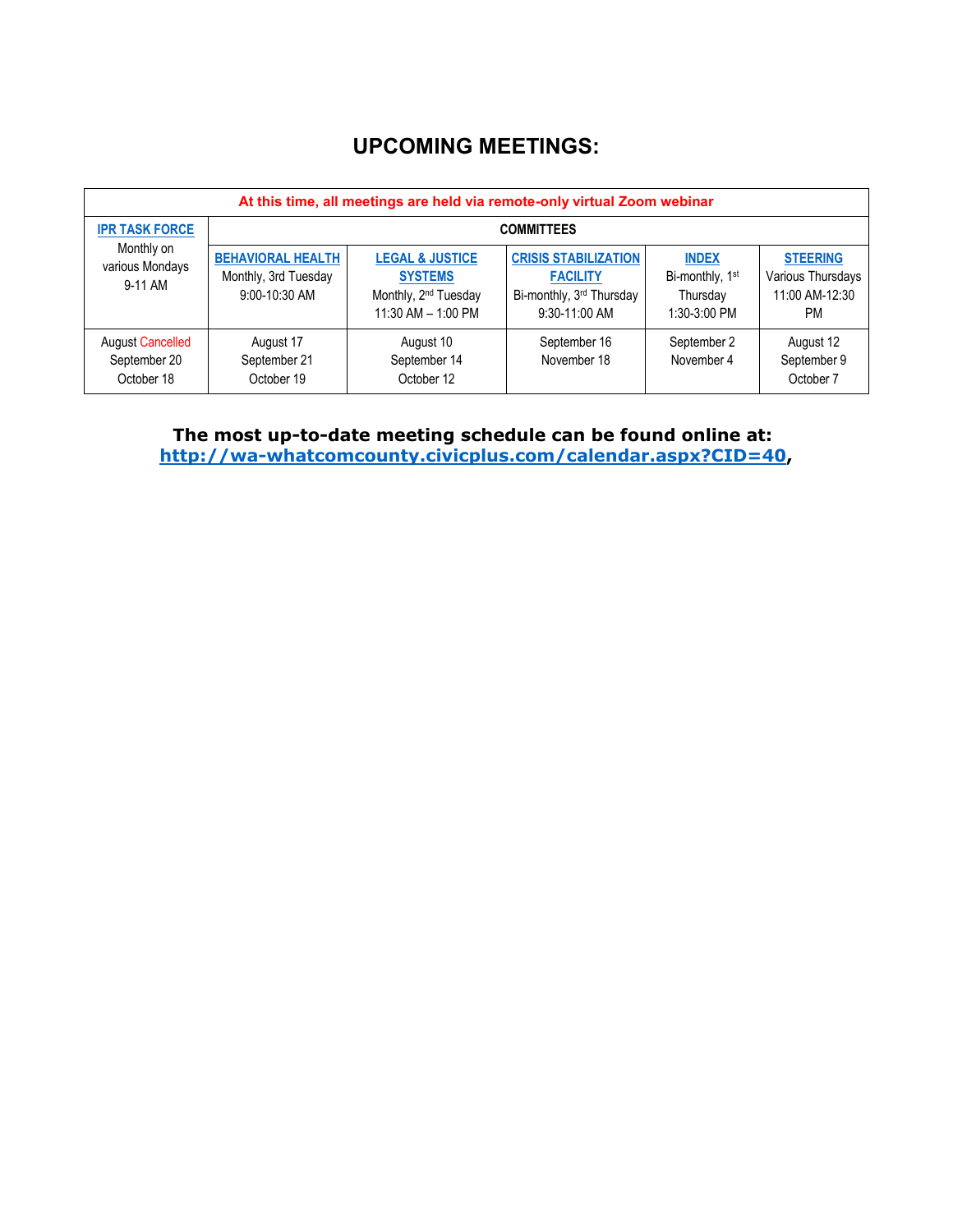# UPCOMING MEETINGS:

| At this time, all meetings are held via remote-only virtual Zoom webinar | | | | | |
|---|---|---|---|---|---|
| **IPR TASK FORCE** Monthly on various Mondays 9-11 AM | **COMMITTEES** | | | | |
| | **BEHAVIORAL HEALTH** Monthly, 3rd Tuesday 9:00-10:30 AM | **LEGAL & JUSTICE SYSTEMS** Monthly, 2nd Tuesday 11:30 AM – 1:00 PM | **CRISIS STABILIZATION FACILITY** Bi-monthly, 3rd Thursday 9:30-11:00 AM | **INDEX** Bi-monthly, 1st Thursday 1:30-3:00 PM | **STEERING** Various Thursdays 11:00 AM-12:30 PM |
| August Cancelled<br>September 20<br>October 18 | August 17<br>September 21<br>October 19 | August 10<br>September 14<br>October 12 | September 16<br>November 18 | September 2<br>November 4 | August 12<br>September 9<br>October 7 |

**The most up-to-date meeting schedule can be found online at: [http://wa-whatcomcounty.civicplus.com/calendar.aspx?CID=40](http://wa-whatcomcounty.civicplus.com/calendar.aspx?CID=40),**